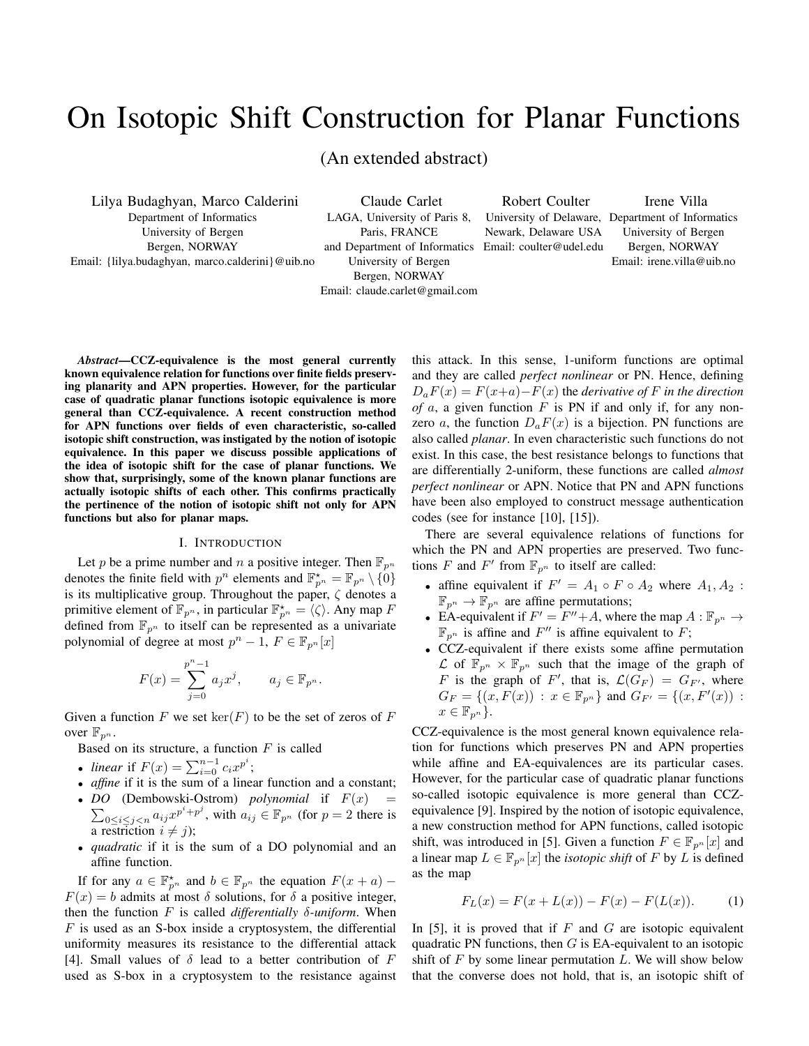# On Isotopic Shift Construction for Planar Functions

(An extended abstract)

Lilya Budaghyan, Marco Calderini
Department of Informatics
University of Bergen
Bergen, NORWAY
Email: {lilya.budaghyan, marco.calderini}@uib.no

Claude Carlet
LAGA, University of Paris 8,
Paris, FRANCE
and Department of Informatics
University of Bergen
Bergen, NORWAY
Email: claude.carlet@gmail.com

Robert Coulter
University of Delaware,
Newark, Delaware USA
Email: coulter@udel.edu

Irene Villa
Department of Informatics
University of Bergen
Bergen, NORWAY
Email: irene.villa@uib.no

***Abstract*—CCZ-equivalence is the most general currently known equivalence relation for functions over finite fields preserving planarity and APN properties. However, for the particular case of quadratic planar functions isotopic equivalence is more general than CCZ-equivalence. A recent construction method for APN functions over fields of even characteristic, so-called isotopic shift construction, was instigated by the notion of isotopic equivalence. In this paper we discuss possible applications of the idea of isotopic shift for the case of planar functions. We show that, surprisingly, some of the known planar functions are actually isotopic shifts of each other. This confirms practically the pertinence of the notion of isotopic shift not only for APN functions but also for planar maps.**

## I. Introduction

Let $p$ be a prime number and $n$ a positive integer. Then $\mathbb{F}_{p^n}$ denotes the finite field with $p^n$ elements and $\mathbb{F}_{p^n}^\star = \mathbb{F}_{p^n} \setminus \{0\}$ is its multiplicative group. Throughout the paper, $\zeta$ denotes a primitive element of $\mathbb{F}_{p^n}$, in particular $\mathbb{F}_{p^n}^\star = \langle\zeta\rangle$. Any map $F$ defined from $\mathbb{F}_{p^n}$ to itself can be represented as a univariate polynomial of degree at most $p^n - 1$, $F \in \mathbb{F}_{p^n}[x]$

$$F(x) = \sum_{j=0}^{p^n-1} a_j x^j, \qquad a_j \in \mathbb{F}_{p^n}.$$

Given a function $F$ we set $\ker(F)$ to be the set of zeros of $F$ over $\mathbb{F}_{p^n}$.

Based on its structure, a function $F$ is called

- *linear* if $F(x) = \sum_{i=0}^{n-1} c_i x^{p^i}$;
- *affine* if it is the sum of a linear function and a constant;
- *DO* (Dembowski-Ostrom) *polynomial* if $F(x) = \sum_{0\le i\le j<n} a_{ij} x^{p^i+p^j}$, with $a_{ij} \in \mathbb{F}_{p^n}$ (for $p = 2$ there is a restriction $i \neq j$);
- *quadratic* if it is the sum of a DO polynomial and an affine function.

If for any $a \in \mathbb{F}_{p^n}^\star$ and $b \in \mathbb{F}_{p^n}$ the equation $F(x + a) - F(x) = b$ admits at most $\delta$ solutions, for $\delta$ a positive integer, then the function $F$ is called *differentially $\delta$-uniform*. When $F$ is used as an S-box inside a cryptosystem, the differential uniformity measures its resistance to the differential attack [4]. Small values of $\delta$ lead to a better contribution of $F$ used as S-box in a cryptosystem to the resistance against this attack. In this sense, 1-uniform functions are optimal and they are called *perfect nonlinear* or PN. Hence, defining $D_a F(x) = F(x+a)-F(x)$ the *derivative of $F$ in the direction of $a$*, a given function $F$ is PN if and only if, for any non-zero $a$, the function $D_a F(x)$ is a bijection. PN functions are also called *planar*. In even characteristic such functions do not exist. In this case, the best resistance belongs to functions that are differentially 2-uniform, these functions are called *almost perfect nonlinear* or APN. Notice that PN and APN functions have been also employed to construct message authentication codes (see for instance [10], [15]).

There are several equivalence relations of functions for which the PN and APN properties are preserved. Two functions $F$ and $F'$ from $\mathbb{F}_{p^n}$ to itself are called:

- affine equivalent if $F' = A_1 \circ F \circ A_2$ where $A_1, A_2 : \mathbb{F}_{p^n} \to \mathbb{F}_{p^n}$ are affine permutations;
- EA-equivalent if $F' = F''+A$, where the map $A : \mathbb{F}_{p^n} \to \mathbb{F}_{p^n}$ is affine and $F''$ is affine equivalent to $F$;
- CCZ-equivalent if there exists some affine permutation $\mathcal{L}$ of $\mathbb{F}_{p^n} \times \mathbb{F}_{p^n}$ such that the image of the graph of $F$ is the graph of $F'$, that is, $\mathcal{L}(G_F) = G_{F'}$, where $G_F = \{(x, F(x)) : x \in \mathbb{F}_{p^n}\}$ and $G_{F'} = \{(x, F'(x)) : x \in \mathbb{F}_{p^n}\}$.

CCZ-equivalence is the most general known equivalence relation for functions which preserves PN and APN properties while affine and EA-equivalences are its particular cases. However, for the particular case of quadratic planar functions so-called isotopic equivalence is more general than CCZ-equivalence [9]. Inspired by the notion of isotopic equivalence, a new construction method for APN functions, called isotopic shift, was introduced in [5]. Given a function $F \in \mathbb{F}_{p^n}[x]$ and a linear map $L \in \mathbb{F}_{p^n}[x]$ the *isotopic shift* of $F$ by $L$ is defined as the map

$$F_L(x) = F(x + L(x)) - F(x) - F(L(x)). \tag{1}$$

In [5], it is proved that if $F$ and $G$ are isotopic equivalent quadratic PN functions, then $G$ is EA-equivalent to an isotopic shift of $F$ by some linear permutation $L$. We will show below that the converse does not hold, that is, an isotopic shift of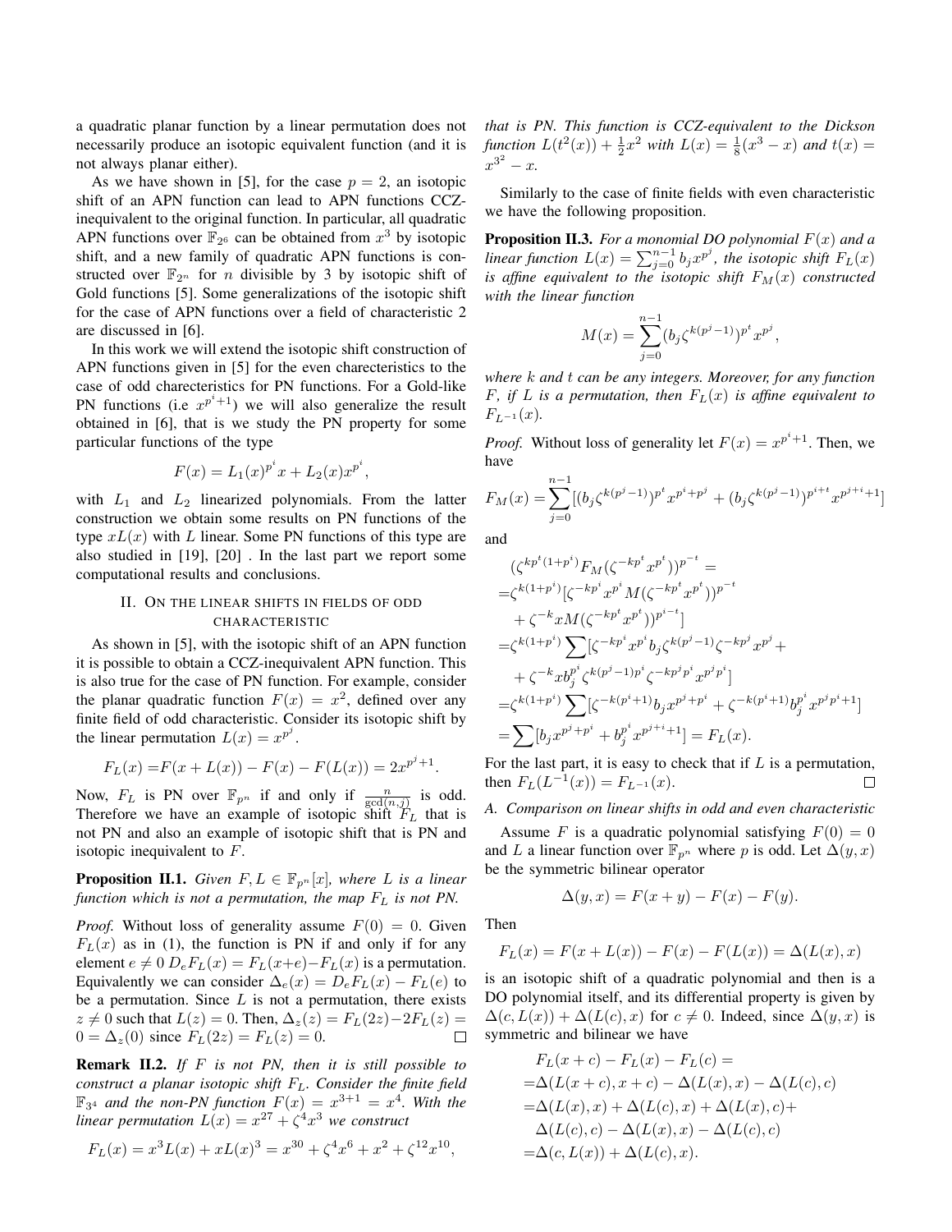a quadratic planar function by a linear permutation does not necessarily produce an isotopic equivalent function (and it is not always planar either).

As we have shown in [5], for the case $p = 2$, an isotopic shift of an APN function can lead to APN functions CCZ-inequivalent to the original function. In particular, all quadratic APN functions over $\mathbb{F}_{2^6}$ can be obtained from $x^3$ by isotopic shift, and a new family of quadratic APN functions is constructed over $\mathbb{F}_{2^n}$ for $n$ divisible by 3 by isotopic shift of Gold functions [5]. Some generalizations of the isotopic shift for the case of APN functions over a field of characteristic 2 are discussed in [6].

In this work we will extend the isotopic shift construction of APN functions given in [5] for the even charecteristics to the case of odd charecteristics for PN functions. For a Gold-like PN functions (i.e $x^{p^i+1}$) we will also generalize the result obtained in [6], that is we study the PN property for some particular functions of the type

$$F(x) = L_1(x)^{p^i}x + L_2(x)x^{p^i},$$

with $L_1$ and $L_2$ linearized polynomials. From the latter construction we obtain some results on PN functions of the type $xL(x)$ with $L$ linear. Some PN functions of this type are also studied in [19], [20] . In the last part we report some computational results and conclusions.

## II. On the linear shifts in fields of odd characteristic

As shown in [5], with the isotopic shift of an APN function it is possible to obtain a CCZ-inequivalent APN function. This is also true for the case of PN function. For example, consider the planar quadratic function $F(x) = x^2$, defined over any finite field of odd characteristic. Consider its isotopic shift by the linear permutation $L(x) = x^{p^j}$.

$$F_L(x) = F(x + L(x)) - F(x) - F(L(x)) = 2x^{p^j+1}.$$

Now, $F_L$ is PN over $\mathbb{F}_{p^n}$ if and only if $\frac{n}{\gcd(n,j)}$ is odd. Therefore we have an example of isotopic shift $F_L$ that is not PN and also an example of isotopic shift that is PN and isotopic inequivalent to $F$.

**Proposition II.1.** *Given $F, L \in \mathbb{F}_{p^n}[x]$, where $L$ is a linear function which is not a permutation, the map $F_L$ is not PN.*

*Proof.* Without loss of generality assume $F(0) = 0$. Given $F_L(x)$ as in (1), the function is PN if and only if for any element $e \neq 0$ $D_eF_L(x) = F_L(x+e) - F_L(x)$ is a permutation. Equivalently we can consider $\Delta_e(x) = D_eF_L(x) - F_L(e)$ to be a permutation. Since $L$ is not a permutation, there exists $z \neq 0$ such that $L(z) = 0$. Then, $\Delta_z(z) = F_L(2z) - 2F_L(z) = 0 = \Delta_z(0)$ since $F_L(2z) = F_L(z) = 0$. $\square$

**Remark II.2.** *If $F$ is not PN, then it is still possible to construct a planar isotopic shift $F_L$. Consider the finite field $\mathbb{F}_{3^4}$ and the non-PN function $F(x) = x^{3+1} = x^4$. With the linear permutation $L(x) = x^{27} + \zeta^4 x^3$ we construct*

$$F_L(x) = x^3L(x) + xL(x)^3 = x^{30} + \zeta^4x^6 + x^2 + \zeta^{12}x^{10},$$

*that is PN. This function is CCZ-equivalent to the Dickson function $L(t^2(x)) + \frac{1}{2}x^2$ with $L(x) = \frac{1}{8}(x^3 - x)$ and $t(x) = x^{3^2} - x$.*

Similarly to the case of finite fields with even characteristic we have the following proposition.

**Proposition II.3.** *For a monomial DO polynomial $F(x)$ and a linear function $L(x) = \sum_{j=0}^{n-1} b_j x^{p^j}$, the isotopic shift $F_L(x)$ is affine equivalent to the isotopic shift $F_M(x)$ constructed with the linear function*

$$M(x) = \sum_{j=0}^{n-1} (b_j\zeta^{k(p^j-1)})^{p^t}x^{p^j},$$

*where $k$ and $t$ can be any integers. Moreover, for any function $F$, if $L$ is a permutation, then $F_L(x)$ is affine equivalent to $F_{L^{-1}}(x)$.*

*Proof.* Without loss of generality let $F(x) = x^{p^i+1}$. Then, we have

$$F_M(x) = \sum_{j=0}^{n-1}[(b_j\zeta^{k(p^j-1)})^{p^t}x^{p^i+p^j} + (b_j\zeta^{k(p^j-1)})^{p^{i+t}}x^{p^{j+i}+1}]$$

and

$$\begin{aligned}
&(\zeta^{kp^t(1+p^i)}F_M(\zeta^{-kp^t}x^{p^t}))^{p^{-t}} = \\
=&\zeta^{k(1+p^i)}[\zeta^{-kp^i}x^{p^i}M(\zeta^{-kp^t}x^{p^t}))^{p^{-t}} \\
&+ \zeta^{-k}xM(\zeta^{-kp^t}x^{p^t}))^{p^{i-t}}] \\
=&\zeta^{k(1+p^i)}\sum[\zeta^{-kp^i}x^{p^i}b_j\zeta^{k(p^j-1)}\zeta^{-kp^j}x^{p^j} + \\
&+ \zeta^{-k}xb_j^{p^i}\zeta^{k(p^j-1)p^i}\zeta^{-kp^jp^i}x^{p^jp^i}] \\
=&\zeta^{k(1+p^i)}\sum[\zeta^{-k(p^i+1)}b_jx^{p^j+p^i} + \zeta^{-k(p^i+1)}b_j^{p^i}x^{p^jp^i+1}] \\
=&\sum[b_jx^{p^j+p^i} + b_j^{p^i}x^{p^{j+i}+1}] = F_L(x).
\end{aligned}$$

For the last part, it is easy to check that if $L$ is a permutation, then $F_L(L^{-1}(x)) = F_{L^{-1}}(x)$. $\square$

### A. Comparison on linear shifts in odd and even characteristic

Assume $F$ is a quadratic polynomial satisfying $F(0) = 0$ and $L$ a linear function over $\mathbb{F}_{p^n}$ where $p$ is odd. Let $\Delta(y, x)$ be the symmetric bilinear operator

$$\Delta(y, x) = F(x + y) - F(x) - F(y).$$

Then

$$F_L(x) = F(x + L(x)) - F(x) - F(L(x)) = \Delta(L(x), x)$$

is an isotopic shift of a quadratic polynomial and then is a DO polynomial itself, and its differential property is given by $\Delta(c, L(x)) + \Delta(L(c), x)$ for $c \neq 0$. Indeed, since $\Delta(y, x)$ is symmetric and bilinear we have

$$\begin{aligned}
&F_L(x + c) - F_L(x) - F_L(c) = \\
=&\Delta(L(x + c), x + c) - \Delta(L(x), x) - \Delta(L(c), c) \\
=&\Delta(L(x), x) + \Delta(L(c), x) + \Delta(L(x), c) + \\
&\Delta(L(c), c) - \Delta(L(x), x) - \Delta(L(c), c) \\
=&\Delta(c, L(x)) + \Delta(L(c), x).
\end{aligned}$$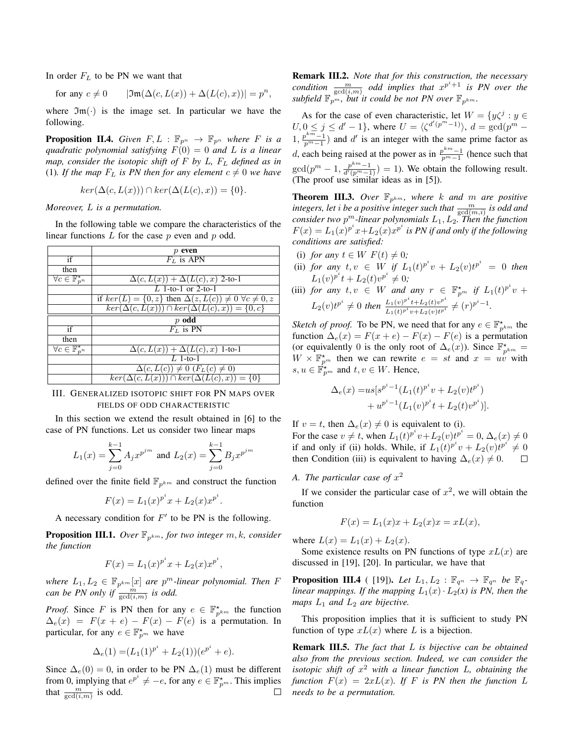In order $F_L$ to be PN we want that

$$\text{for any } c \neq 0 \qquad |\mathfrak{Im}(\Delta(c, L(x)) + \Delta(L(c), x))| = p^n,$$

where $\mathfrak{Im}(\cdot)$ is the image set. In particular we have the following.

**Proposition II.4.** *Given $F, L : \mathbb{F}_{p^n} \to \mathbb{F}_{p^n}$ where $F$ is a quadratic polynomial satisfying $F(0) = 0$ and $L$ is a linear map, consider the isotopic shift of $F$ by $L$, $F_L$ defined as in (1). If the map $F_L$ is PN then for any element $c \neq 0$ we have*

$$ker(\Delta(c, L(x))) \cap ker(\Delta(L(c), x)) = \{0\}.$$

*Moreover, $L$ is a permutation.*

In the following table we compare the characteristics of the linear functions $L$ for the case $p$ even and $p$ odd.

| | **$p$ even** |
|---|---|
| if | $F_L$ is APN |
| then | |
| $\forall c \in \mathbb{F}^\star_{p^n}$ | $\Delta(c, L(x)) + \Delta(L(c), x)$ 2-to-1 |
| | $L$ 1-to-1 or 2-to-1 |
| | if $ker(L) = \{0, z\}$ then $\Delta(z, L(c)) \neq 0$ $\forall c \neq 0, z$ |
| | $ker(\Delta(c, L(x))) \cap ker(\Delta(L(c), x)) = \{0, c\}$ |
| | **$p$ odd** |
| if | $F_L$ is PN |
| then | |
| $\forall c \in \mathbb{F}^\star_{p^n}$ | $\Delta(c, L(x)) + \Delta(L(c), x)$ 1-to-1 |
| | $L$ 1-to-1 |
| | $\Delta(c, L(c)) \neq 0$ ($F_L(c) \neq 0$) |
| | $ker(\Delta(c, L(x))) \cap ker(\Delta(L(c), x)) = \{0\}$ |

## III. Generalized isotopic shift for PN maps over fields of odd characteristic

In this section we extend the result obtained in [6] to the case of PN functions. Let us consider two linear maps

$$L_1(x) = \sum_{j=0}^{k-1} A_j x^{p^{jm}} \text{ and } L_2(x) = \sum_{j=0}^{k-1} B_j x^{p^{jm}}$$

defined over the finite field $\mathbb{F}_{p^{km}}$ and construct the function

$$F(x) = L_1(x)^{p^i} x + L_2(x) x^{p^i}.$$

A necessary condition for $F'$ to be PN is the following.

**Proposition III.1.** *Over $\mathbb{F}_{p^{km}}$, for two integer $m, k$, consider the function*

$$F(x) = L_1(x)^{p^i} x + L_2(x) x^{p^i},$$

*where $L_1, L_2 \in \mathbb{F}_{p^{km}}[x]$ are $p^m$-linear polynomial. Then $F$ can be PN only if $\frac{m}{\gcd(i,m)}$ is odd.*

*Proof.* Since $F$ is PN then for any $e \in \mathbb{F}^\star_{p^{km}}$ the function $\Delta_e(x) = F(x + e) - F(x) - F(e)$ is a permutation. In particular, for any $e \in \mathbb{F}^\star_{p^m}$ we have

$$\Delta_e(1) = (L_1(1)^{p^i} + L_2(1))(e^{p^i} + e).$$

Since $\Delta_e(0) = 0$, in order to be PN $\Delta_e(1)$ must be different from 0, implying that $e^{p^i} \neq -e$, for any $e \in \mathbb{F}^\star_{p^m}$. This implies that $\frac{m}{\gcd(i,m)}$ is odd. □

**Remark III.2.** *Note that for this construction, the necessary condition $\frac{m}{\gcd(i,m)}$ odd implies that $x^{p^i+1}$ is PN over the subfield $\mathbb{F}_{p^m}$, but it could be not PN over $\mathbb{F}_{p^{km}}$.*

As for the case of even characteristic, let $W = \{y\zeta^j : y \in U, 0 \leq j \leq d' - 1\}$, where $U = \langle \zeta^{d'(p^m-1)} \rangle$, $d = \gcd(p^m - 1, \frac{p^{km}-1}{p^m-1})$ and $d'$ is an integer with the same prime factor as $d$, each being raised at the power as in $\frac{p^{km}-1}{p^m-1}$ (hence such that $\gcd(p^m - 1, \frac{p^{km}-1}{d'(p^m-1)}) = 1$). We obtain the following result. (The proof use similar ideas as in [5]).

**Theorem III.3.** *Over $\mathbb{F}_{p^{km}}$, where $k$ and $m$ are positive integers, let $i$ be a positive integer such that $\frac{m}{\gcd(m,i)}$ is odd and consider two $p^m$-linear polynomials $L_1, L_2$. Then the function $F(x) = L_1(x)^{p^i} x + L_2(x) x^{p^i}$ is PN if and only if the following conditions are satisfied:*

(i) *for any $t \in W$ $F(t) \neq 0$;*
(ii) *for any $t, v \in W$ if $L_1(t)^{p^i} v + L_2(v) t^{p^i} = 0$ then $L_1(v)^{p^i} t + L_2(t) v^{p^i} \neq 0$;*
(iii) *for any $t, v \in W$ and any $r \in \mathbb{F}^\star_{p^m}$ if $L_1(t)^{p^i} v + L_2(v) t^{p^i} \neq 0$ then $\frac{L_1(v)^{p^i} t + L_2(t) v^{p^i}}{L_1(t)^{p^i} v + L_2(v) t^{p^i}} \neq (r)^{p^i-1}$.*

*Sketch of proof.* To be PN, we need that for any $e \in \mathbb{F}^\star_{p^{km}}$ the function $\Delta_e(x) = F(x + e) - F(x) - F(e)$ is a permutation (or equivalently 0 is the only root of $\Delta_e(x)$). Since $\mathbb{F}^\star_{p^{km}} = W \times \mathbb{F}^\star_{p^m}$ then we can rewrite $e = st$ and $x = uv$ with $s, u \in \mathbb{F}^\star_{p^m}$ and $t, v \in W$. Hence,

$$\begin{aligned}\Delta_e(x) =& us[s^{p^i-1}(L_1(t)^{p^i} v + L_2(v) t^{p^i}) \\ &+ u^{p^i-1}(L_1(v)^{p^i} t + L_2(t) v^{p^i})].\end{aligned}$$

If $v = t$, then $\Delta_e(x) \neq 0$ is equivalent to (i).
For the case $v \neq t$, when $L_1(t)^{p^i} v + L_2(v) t^{p^i} = 0$, $\Delta_e(x) \neq 0$ if and only if (ii) holds. While, if $L_1(t)^{p^i} v + L_2(v) t^{p^i} \neq 0$ then Condition (iii) is equivalent to having $\Delta_e(x) \neq 0$. □

### A. The particular case of $x^2$

If we consider the particular case of $x^2$, we will obtain the function

$$F(x) = L_1(x) x + L_2(x) x = x L(x),$$

where $L(x) = L_1(x) + L_2(x)$.

Some existence results on PN functions of type $xL(x)$ are discussed in [19], [20]. In particular, we have that

**Proposition III.4** ( [19]). *Let $L_1, L_2 : \mathbb{F}_{q^n} \to \mathbb{F}_{q^n}$ be $\mathbb{F}_q$-linear mappings. If the mapping $L_1(x) \cdot L_2(x)$ is PN, then the maps $L_1$ and $L_2$ are bijective.*

This proposition implies that it is sufficient to study PN function of type $xL(x)$ where $L$ is a bijection.

**Remark III.5.** *The fact that $L$ is bijective can be obtained also from the previous section. Indeed, we can consider the isotopic shift of $x^2$ with a linear function $L$, obtaining the function $F(x) = 2xL(x)$. If $F$ is PN then the function $L$ needs to be a permutation.*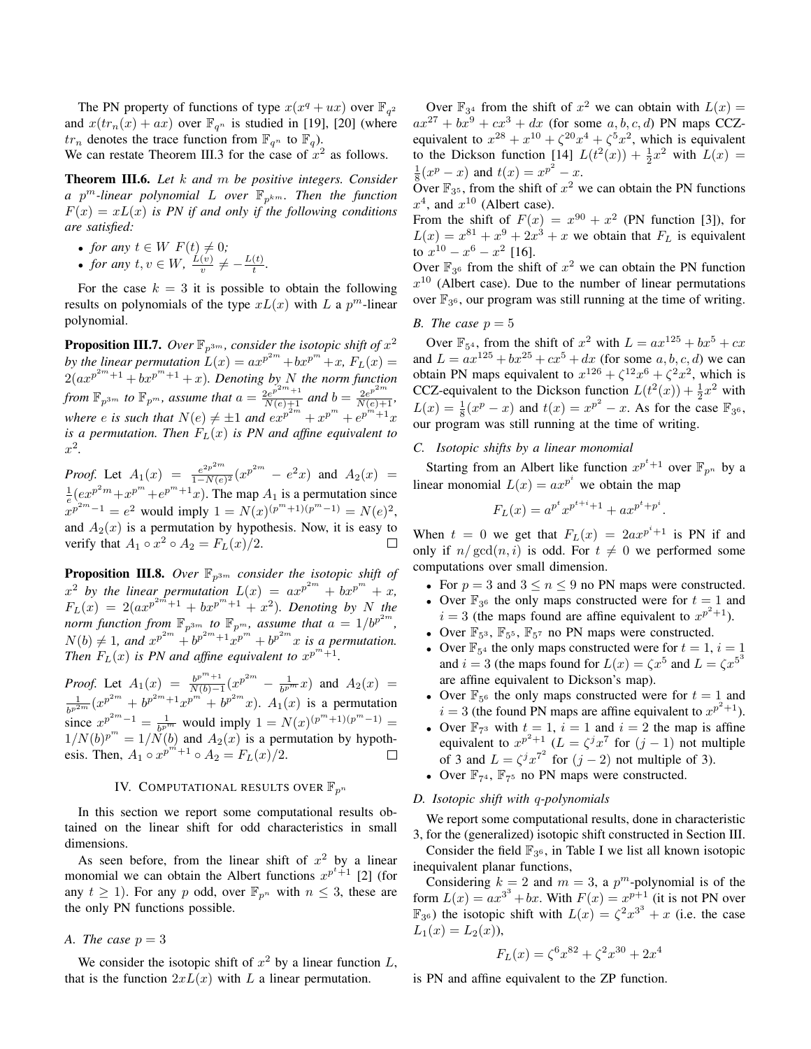The PN property of functions of type $x(x^q + ux)$ over $\mathbb{F}_{q^2}$ and $x(tr_n(x) + ax)$ over $\mathbb{F}_{q^n}$ is studied in [19], [20] (where $tr_n$ denotes the trace function from $\mathbb{F}_{q^n}$ to $\mathbb{F}_q$).
We can restate Theorem III.3 for the case of $x^2$ as follows.

**Theorem III.6.** *Let $k$ and $m$ be positive integers. Consider a $p^m$-linear polynomial $L$ over $\mathbb{F}_{p^{km}}$. Then the function $F(x) = xL(x)$ is PN if and only if the following conditions are satisfied:*

- *for any $t \in W$ $F(t) \neq 0$;*
- *for any $t, v \in W$, $\frac{L(v)}{v} \neq -\frac{L(t)}{t}$.*

For the case $k = 3$ it is possible to obtain the following results on polynomials of the type $xL(x)$ with $L$ a $p^m$-linear polynomial.

**Proposition III.7.** *Over $\mathbb{F}_{p^{3m}}$, consider the isotopic shift of $x^2$ by the linear permutation $L(x) = ax^{p^{2m}} + bx^{p^m} + x$, $F_L(x) = 2(ax^{p^{2m}+1} + bx^{p^m+1} + x)$. Denoting by $N$ the norm function from $\mathbb{F}_{p^{3m}}$ to $\mathbb{F}_{p^m}$, assume that $a = \frac{2e^{p^{2m}+1}}{N(e)+1}$ and $b = \frac{2e^{p^{2m}}}{N(e)+1}$, where $e$ is such that $N(e) \neq \pm 1$ and $ex^{p^{2m}} + x^{p^m} + e^{p^m+1}x$ is a permutation. Then $F_L(x)$ is PN and affine equivalent to $x^2$.*

*Proof.* Let $A_1(x) = \frac{e^{2p^{2m}}}{1-N(e)^2}(x^{p^{2m}} - e^2 x)$ and $A_2(x) = \frac{1}{e}(ex^{p^2 m} + x^{p^m} + e^{p^m+1}x)$. The map $A_1$ is a permutation since $x^{p^{2m}-1} = e^2$ would imply $1 = N(x)^{(p^m+1)(p^m-1)} = N(e)^2$, and $A_2(x)$ is a permutation by hypothesis. Now, it is easy to verify that $A_1 \circ x^2 \circ A_2 = F_L(x)/2$. $\square$

**Proposition III.8.** *Over $\mathbb{F}_{p^{3m}}$ consider the isotopic shift of $x^2$ by the linear permutation $L(x) = ax^{p^{2m}} + bx^{p^m} + x$, $F_L(x) = 2(ax^{p^{2m}+1} + bx^{p^m+1} + x^2)$. Denoting by $N$ the norm function from $\mathbb{F}_{p^{3m}}$ to $\mathbb{F}_{p^m}$, assume that $a = 1/b^{p^{2m}}$, $N(b) \neq 1$, and $x^{p^{2m}} + b^{p^{2m}+1}x^{p^m} + b^{p^{2m}}x$ is a permutation. Then $F_L(x)$ is PN and affine equivalent to $x^{p^m+1}$.*

*Proof.* Let $A_1(x) = \frac{b^{p^m+1}}{N(b)-1}(x^{p^{2m}} - \frac{1}{b^{p^m}}x)$ and $A_2(x) = \frac{1}{b^{p^{2m}}}(x^{p^{2m}} + b^{p^{2m}+1}x^{p^m} + b^{p^{2m}}x)$. $A_1(x)$ is a permutation since $x^{p^{2m}-1} = \frac{1}{b^{p^m}}$ would imply $1 = N(x)^{(p^m+1)(p^m-1)} = 1/N(b)^{p^m} = 1/N(b)$ and $A_2(x)$ is a permutation by hypothesis. Then, $A_1 \circ x^{p^m+1} \circ A_2 = F_L(x)/2$. $\square$

## IV. Computational results over $\mathbb{F}_{p^n}$

In this section we report some computational results obtained on the linear shift for odd characteristics in small dimensions.

As seen before, from the linear shift of $x^2$ by a linear monomial we can obtain the Albert functions $x^{p^t+1}$ [2] (for any $t \geq 1$). For any $p$ odd, over $\mathbb{F}_{p^n}$ with $n \leq 3$, these are the only PN functions possible.

### A. The case $p = 3$

We consider the isotopic shift of $x^2$ by a linear function $L$, that is the function $2xL(x)$ with $L$ a linear permutation.

Over $\mathbb{F}_{3^4}$ from the shift of $x^2$ we can obtain with $L(x) = ax^{27} + bx^9 + cx^3 + dx$ (for some $a, b, c, d$) PN maps CCZ-equivalent to $x^{28} + x^{10} + \zeta^{20}x^4 + \zeta^5 x^2$, which is equivalent to the Dickson function [14] $L(t^2(x)) + \frac{1}{2}x^2$ with $L(x) = \frac{1}{8}(x^p - x)$ and $t(x) = x^{p^2} - x$.
Over $\mathbb{F}_{3^5}$, from the shift of $x^2$ we can obtain the PN functions $x^4$, and $x^{10}$ (Albert case).
From the shift of $F(x) = x^{90} + x^2$ (PN function [3]), for $L(x) = x^{81} + x^9 + 2x^3 + x$ we obtain that $F_L$ is equivalent to $x^{10} - x^6 - x^2$ [16].
Over $\mathbb{F}_{3^6}$ from the shift of $x^2$ we can obtain the PN function $x^{10}$ (Albert case). Due to the number of linear permutations over $\mathbb{F}_{3^6}$, our program was still running at the time of writing.

### B. The case $p = 5$

Over $\mathbb{F}_{5^4}$, from the shift of $x^2$ with $L = ax^{125} + bx^5 + cx$ and $L = ax^{125} + bx^{25} + cx^5 + dx$ (for some $a, b, c, d$) we can obtain PN maps equivalent to $x^{126} + \zeta^{12}x^6 + \zeta^2 x^2$, which is CCZ-equivalent to the Dickson function $L(t^2(x)) + \frac{1}{2}x^2$ with $L(x) = \frac{1}{8}(x^p - x)$ and $t(x) = x^{p^2} - x$. As for the case $\mathbb{F}_{3^6}$, our program was still running at the time of writing.

### C. Isotopic shifts by a linear monomial

Starting from an Albert like function $x^{p^t+1}$ over $\mathbb{F}_{p^n}$ by a linear monomial $L(x) = ax^{p^i}$ we obtain the map

$$F_L(x) = a^{p^t}x^{p^{t+i}+1} + ax^{p^t+p^i}.$$

When $t = 0$ we get that $F_L(x) = 2ax^{p^i+1}$ is PN if and only if $n/\gcd(n, i)$ is odd. For $t \neq 0$ we performed some computations over small dimension.

- For $p = 3$ and $3 \leq n \leq 9$ no PN maps were constructed.
- Over $\mathbb{F}_{3^6}$ the only maps constructed were for $t = 1$ and $i = 3$ (the maps found are affine equivalent to $x^{p^2+1}$).
- Over $\mathbb{F}_{5^3}$, $\mathbb{F}_{5^5}$, $\mathbb{F}_{5^7}$ no PN maps were constructed.
- Over $\mathbb{F}_{5^4}$ the only maps constructed were for $t = 1$, $i = 1$ and $i = 3$ (the maps found for $L(x) = \zeta x^5$ and $L = \zeta x^{5^3}$ are affine equivalent to Dickson's map).
- Over $\mathbb{F}_{5^6}$ the only maps constructed were for $t = 1$ and $i = 3$ (the found PN maps are affine equivalent to $x^{p^2+1}$).
- Over $\mathbb{F}_{7^3}$ with $t = 1$, $i = 1$ and $i = 2$ the map is affine equivalent to $x^{p^2+1}$ ($L = \zeta^j x^7$ for $(j - 1)$ not multiple of 3 and $L = \zeta^j x^{7^2}$ for $(j - 2)$ not multiple of 3).
- Over $\mathbb{F}_{7^4}$, $\mathbb{F}_{7^5}$ no PN maps were constructed.

### D. Isotopic shift with $q$-polynomials

We report some computational results, done in characteristic 3, for the (generalized) isotopic shift constructed in Section III.

Consider the field $\mathbb{F}_{3^6}$, in Table I we list all known isotopic inequivalent planar functions,

Considering $k = 2$ and $m = 3$, a $p^m$-polynomial is of the form $L(x) = ax^{3^3} + bx$. With $F(x) = x^{p+1}$ (it is not PN over $\mathbb{F}_{3^6}$) the isotopic shift with $L(x) = \zeta^2 x^{3^3} + x$ (i.e. the case $L_1(x) = L_2(x)$),

$$F_L(x) = \zeta^6 x^{82} + \zeta^2 x^{30} + 2x^4$$

is PN and affine equivalent to the ZP function.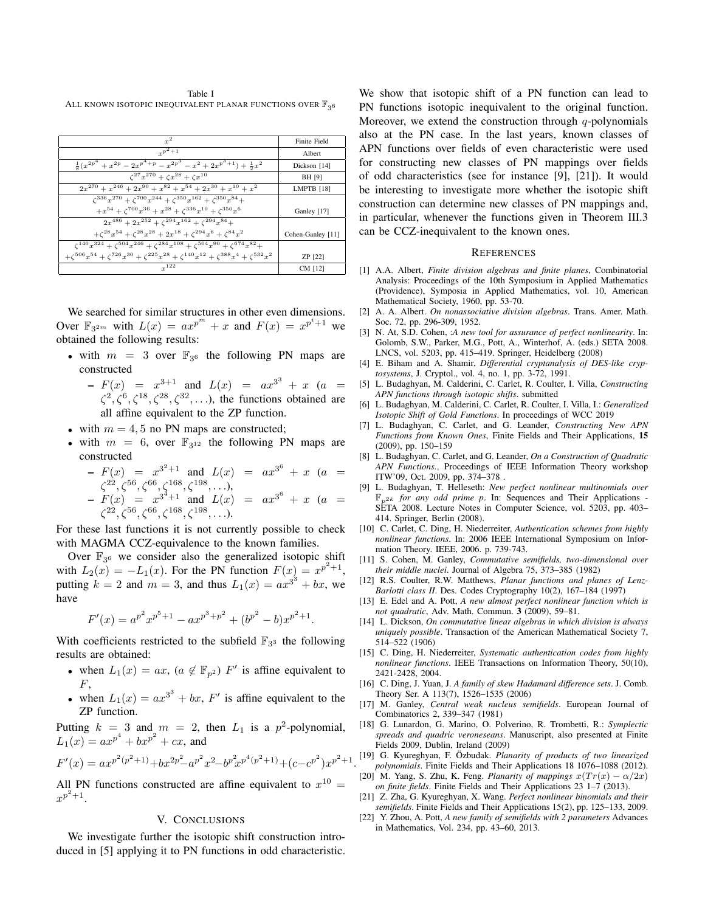Table I
ALL KNOWN ISOTOPIC INEQUIVALENT PLANAR FUNCTIONS OVER $\mathbb{F}_{3^6}$

| | |
|---|---|
| $x^2$ | Finite Field |
| $x^{p^2+1}$ | Albert |
| $\frac{1}{8}(x^{2p^4}+x^{2p}-2x^{p^4+p}-x^{2p^3}-x^2+2x^{p^3+1})+\frac{1}{2}x^2$ | Dickson [14] |
| $\zeta^{27}x^{270}+\zeta x^{28}+\zeta x^{10}$ | BH [9] |
| $2x^{270}+x^{246}+2x^{90}+x^{82}+x^{54}+2x^{30}+x^{10}+x^2$ | LMPTB [18] |
| $\zeta^{336}x^{270}+\zeta^{700}x^{244}+\zeta^{350}x^{162}+\zeta^{350}x^{84}+$ $+x^{54}+\zeta^{700}x^{36}+x^{28}+\zeta^{336}x^{10}+\zeta^{350}x^{6}$ | Ganley [17] |
| $2x^{486}+2x^{252}+\zeta^{294}x^{162}+\zeta^{294}x^{84}+$ $+\zeta^{28}x^{54}+\zeta^{28}x^{28}+2x^{18}+\zeta^{294}x^{6}+\zeta^{84}x^{2}$ | Cohen-Ganley [11] |
| $\zeta^{140}x^{324}+\zeta^{504}x^{246}+\zeta^{284}x^{108}+\zeta^{504}x^{90}+\zeta^{674}x^{82}+$ $+\zeta^{506}x^{54}+\zeta^{726}x^{30}+\zeta^{225}x^{28}+\zeta^{140}x^{12}+\zeta^{388}x^{4}+\zeta^{532}x^{2}$ | ZP [22] |
| $x^{122}$ | CM [12] |

We searched for similar structures in other even dimensions. Over $\mathbb{F}_{3^{2m}}$ with $L(x) = ax^{p^m} + x$ and $F(x) = x^{p^i+1}$ we obtained the following results:

- with $m = 3$ over $\mathbb{F}_{3^6}$ the following PN maps are constructed
  - $F(x) = x^{3+1}$ and $L(x) = ax^{3^3} + x$ ($a = \zeta^2, \zeta^6, \zeta^{18}, \zeta^{28}, \zeta^{32}, \ldots$), the functions obtained are all affine equivalent to the ZP function.
- with $m = 4, 5$ no PN maps are constructed;
- with $m = 6$, over $\mathbb{F}_{3^{12}}$ the following PN maps are constructed
  - $F(x) = x^{3^2+1}$ and $L(x) = ax^{3^6} + x$ ($a = \zeta^{22}, \zeta^{56}, \zeta^{66}, \zeta^{168}, \zeta^{198}, \ldots$),
  - $F(x) = x^{3^3+1}$ and $L(x) = ax^{3^6} + x$ ($a = \zeta^{22}, \zeta^{56}, \zeta^{66}, \zeta^{168}, \zeta^{198}, \ldots$).

For these last functions it is not currently possible to check with MAGMA CCZ-equivalence to the known families.

Over $\mathbb{F}_{3^6}$ we consider also the generalized isotopic shift with $L_2(x) = -L_1(x)$. For the PN function $F(x) = x^{p^2+1}$, putting $k = 2$ and $m = 3$, and thus $L_1(x) = ax^{3^3} + bx$, we have

$$F'(x) = a^{p^2}x^{p^5+1} - ax^{p^3+p^2} + (b^{p^2} - b)x^{p^2+1}.$$

With coefficients restricted to the subfield $\mathbb{F}_{3^3}$ the following results are obtained:

- when $L_1(x) = ax$, ($a \notin \mathbb{F}_{p^2}$) $F'$ is affine equivalent to $F$,
- when $L_1(x) = ax^{3^3} + bx$, $F'$ is affine equivalent to the ZP function.

Putting $k = 3$ and $m = 2$, then $L_1$ is a $p^2$-polynomial, $L_1(x) = ax^{p^4} + bx^{p^2} + cx$, and

$$F'(x) = ax^{p^2(p^2+1)} + bx^{2p^2} - a^{p^2}x^2 - b^{p^2}x^{p^4(p^2+1)} + (c - c^{p^2})x^{p^2+1}.$$

All PN functions constructed are affine equivalent to $x^{10} = x^{p^2+1}$.

## V. CONCLUSIONS

We investigate further the isotopic shift construction introduced in [5] applying it to PN functions in odd characteristic. We show that isotopic shift of a PN function can lead to PN functions isotopic inequivalent to the original function. Moreover, we extend the construction through $q$-polynomials also at the PN case. In the last years, known classes of APN functions over fields of even characteristic were used for constructing new classes of PN mappings over fields of odd characteristics (see for instance [9], [21]). It would be interesting to investigate more whether the isotopic shift construction can determine new classes of PN mappings and, in particular, whenever the functions given in Theorem III.3 can be CCZ-inequivalent to the known ones.

## REFERENCES

[1] A.A. Albert, *Finite division algebras and finite planes*, Combinatorial Analysis: Proceedings of the 10th Symposium in Applied Mathematics (Providence), Symposia in Applied Mathematics, vol. 10, American Mathematical Society, 1960, pp. 53-70.

[2] A. A. Albert. *On nonassociative division algebras*. Trans. Amer. Math. Soc. 72, pp. 296-309, 1952.

[3] N. At, S.D. Cohen, :*A new tool for assurance of perfect nonlinearity*. In: Golomb, S.W., Parker, M.G., Pott, A., Winterhof, A. (eds.) SETA 2008. LNCS, vol. 5203, pp. 415–419. Springer, Heidelberg (2008)

[4] E. Biham and A. Shamir, *Differential cryptanalysis of DES-like cryptosystems*, J. Cryptol., vol. 4, no. 1, pp. 3-72, 1991.

[5] L. Budaghyan, M. Calderini, C. Carlet, R. Coulter, I. Villa, *Constructing APN functions through isotopic shifts*. submitted

[6] L. Budaghyan, M. Calderini, C. Carlet, R. Coulter, I. Villa, I.: *Generalized Isotopic Shift of Gold Functions*. In proceedings of WCC 2019

[7] L. Budaghyan, C. Carlet, and G. Leander, *Constructing New APN Functions from Known Ones*, Finite Fields and Their Applications, **15** (2009), pp. 150–159

[8] L. Budaghyan, C. Carlet, and G. Leander, *On a Construction of Quadratic APN Functions.*, Proceedings of IEEE Information Theory workshop ITW'09, Oct. 2009, pp. 374–378 .

[9] L. Budaghyan, T. Helleseth: *New perfect nonlinear multinomials over $\mathbb{F}_{p^{2k}}$ for any odd prime $p$*. In: Sequences and Their Applications - SETA 2008. Lecture Notes in Computer Science, vol. 5203, pp. 403–414. Springer, Berlin (2008).

[10] C. Carlet, C. Ding, H. Niederreiter, *Authentication schemes from highly nonlinear functions*. In: 2006 IEEE International Symposium on Information Theory. IEEE, 2006. p. 739-743.

[11] S. Cohen, M. Ganley, *Commutative semifields, two-dimensional over their middle nuclei*. Journal of Algebra 75, 373–385 (1982)

[12] R.S. Coulter, R.W. Matthews, *Planar functions and planes of Lenz-Barlotti class II*. Des. Codes Cryptography 10(2), 167–184 (1997)

[13] E. Edel and A. Pott, *A new almost perfect nonlinear function which is not quadratic*, Adv. Math. Commun. **3** (2009), 59–81.

[14] L. Dickson, *On commutative linear algebras in which division is always uniquely possible*. Transaction of the American Mathematical Society 7, 514–522 (1906)

[15] C. Ding, H. Niederreiter, *Systematic authentication codes from highly nonlinear functions*. IEEE Transactions on Information Theory, 50(10), 2421-2428, 2004.

[16] C. Ding, J. Yuan, J. *A family of skew Hadamard difference sets*. J. Comb. Theory Ser. A 113(7), 1526–1535 (2006)

[17] M. Ganley, *Central weak nucleus semifields*. European Journal of Combinatorics 2, 339–347 (1981)

[18] G. Lunardon, G. Marino, O. Polverino, R. Trombetti, R.: *Symplectic spreads and quadric veroneseans*. Manuscript, also presented at Finite Fields 2009, Dublin, Ireland (2009)

[19] G. Kyureghyan, F. Özbudak. *Planarity of products of two linearized polynomials*. Finite Fields and Their Applications 18 1076–1088 (2012).

[20] M. Yang, S. Zhu, K. Feng. *Planarity of mappings $x(Tr(x) - \alpha/2x)$ on finite fields*. Finite Fields and Their Applications 23 1–7 (2013).

[21] Z. Zha, G. Kyureghyan, X. Wang. *Perfect nonlinear binomials and their semifields*. Finite Fields and Their Applications 15(2), pp. 125–133, 2009.

[22] Y. Zhou, A. Pott, *A new family of semifields with 2 parameters* Advances in Mathematics, Vol. 234, pp. 43–60, 2013.